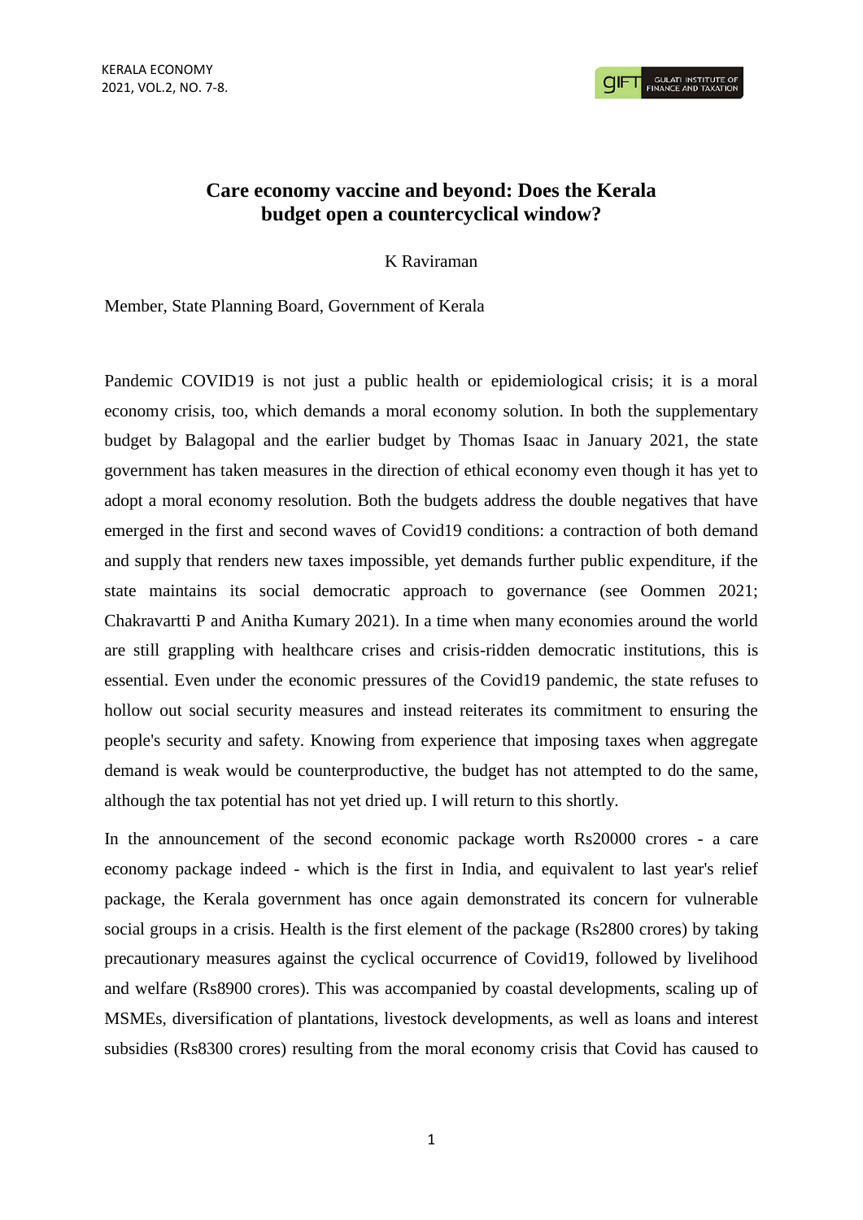# Care economy vaccine and beyond: Does the Kerala budget open a countercyclical window?

K Raviraman

Member, State Planning Board, Government of Kerala

Pandemic COVID19 is not just a public health or epidemiological crisis; it is a moral economy crisis, too, which demands a moral economy solution. In both the supplementary budget by Balagopal and the earlier budget by Thomas Isaac in January 2021, the state government has taken measures in the direction of ethical economy even though it has yet to adopt a moral economy resolution. Both the budgets address the double negatives that have emerged in the first and second waves of Covid19 conditions: a contraction of both demand and supply that renders new taxes impossible, yet demands further public expenditure, if the state maintains its social democratic approach to governance (see Oommen 2021; Chakravartti P and Anitha Kumary 2021). In a time when many economies around the world are still grappling with healthcare crises and crisis-ridden democratic institutions, this is essential. Even under the economic pressures of the Covid19 pandemic, the state refuses to hollow out social security measures and instead reiterates its commitment to ensuring the people's security and safety. Knowing from experience that imposing taxes when aggregate demand is weak would be counterproductive, the budget has not attempted to do the same, although the tax potential has not yet dried up. I will return to this shortly.

In the announcement of the second economic package worth Rs20000 crores - a care economy package indeed - which is the first in India, and equivalent to last year's relief package, the Kerala government has once again demonstrated its concern for vulnerable social groups in a crisis. Health is the first element of the package (Rs2800 crores) by taking precautionary measures against the cyclical occurrence of Covid19, followed by livelihood and welfare (Rs8900 crores). This was accompanied by coastal developments, scaling up of MSMEs, diversification of plantations, livestock developments, as well as loans and interest subsidies (Rs8300 crores) resulting from the moral economy crisis that Covid has caused to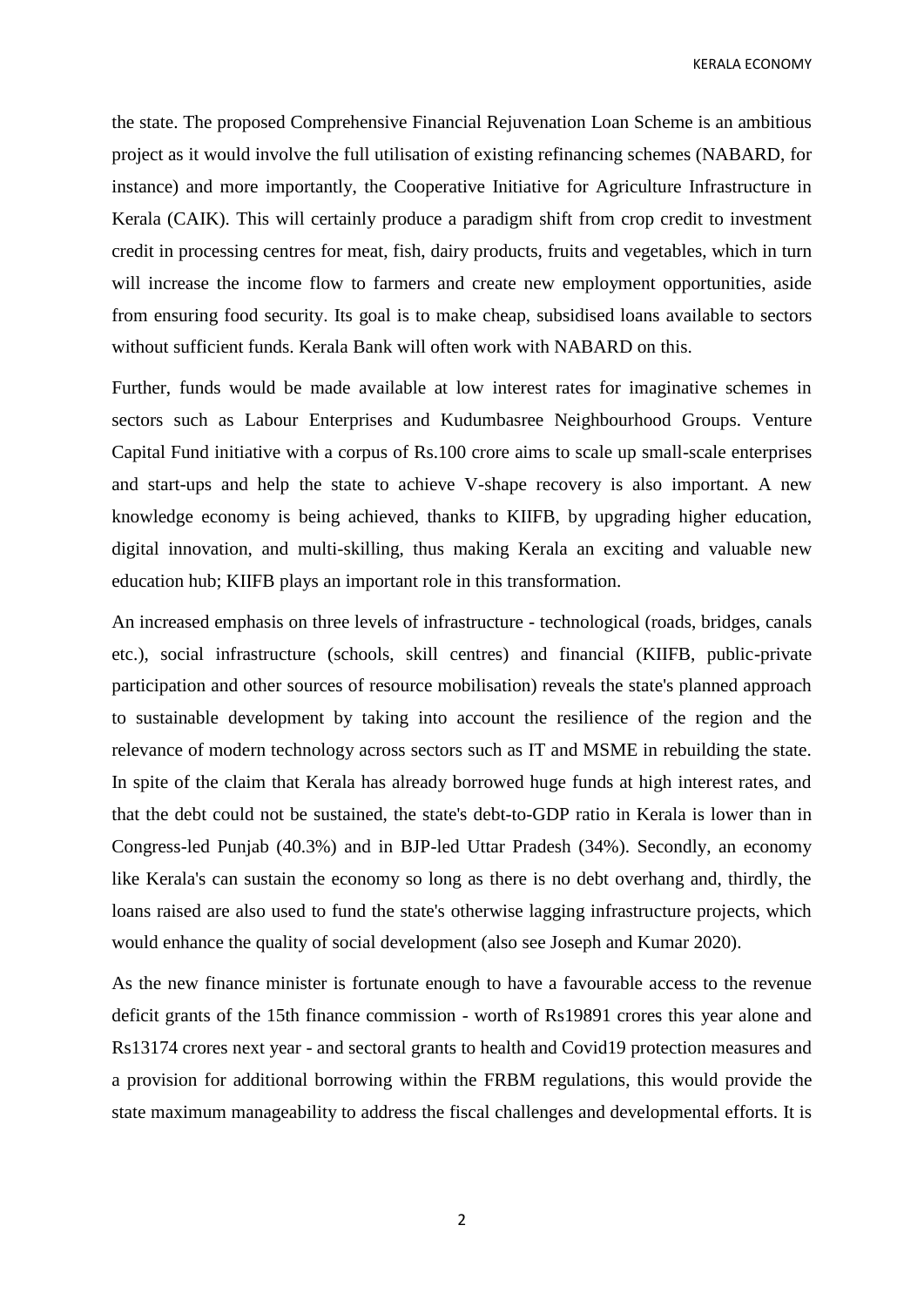the state. The proposed Comprehensive Financial Rejuvenation Loan Scheme is an ambitious project as it would involve the full utilisation of existing refinancing schemes (NABARD, for instance) and more importantly, the Cooperative Initiative for Agriculture Infrastructure in Kerala (CAIK). This will certainly produce a paradigm shift from crop credit to investment credit in processing centres for meat, fish, dairy products, fruits and vegetables, which in turn will increase the income flow to farmers and create new employment opportunities, aside from ensuring food security. Its goal is to make cheap, subsidised loans available to sectors without sufficient funds. Kerala Bank will often work with NABARD on this.

Further, funds would be made available at low interest rates for imaginative schemes in sectors such as Labour Enterprises and Kudumbasree Neighbourhood Groups. Venture Capital Fund initiative with a corpus of Rs.100 crore aims to scale up small-scale enterprises and start-ups and help the state to achieve V-shape recovery is also important. A new knowledge economy is being achieved, thanks to KIIFB, by upgrading higher education, digital innovation, and multi-skilling, thus making Kerala an exciting and valuable new education hub; KIIFB plays an important role in this transformation.

An increased emphasis on three levels of infrastructure - technological (roads, bridges, canals etc.), social infrastructure (schools, skill centres) and financial (KIIFB, public-private participation and other sources of resource mobilisation) reveals the state's planned approach to sustainable development by taking into account the resilience of the region and the relevance of modern technology across sectors such as IT and MSME in rebuilding the state. In spite of the claim that Kerala has already borrowed huge funds at high interest rates, and that the debt could not be sustained, the state's debt-to-GDP ratio in Kerala is lower than in Congress-led Punjab (40.3%) and in BJP-led Uttar Pradesh (34%). Secondly, an economy like Kerala's can sustain the economy so long as there is no debt overhang and, thirdly, the loans raised are also used to fund the state's otherwise lagging infrastructure projects, which would enhance the quality of social development (also see Joseph and Kumar 2020).

As the new finance minister is fortunate enough to have a favourable access to the revenue deficit grants of the 15th finance commission - worth of Rs19891 crores this year alone and Rs13174 crores next year - and sectoral grants to health and Covid19 protection measures and a provision for additional borrowing within the FRBM regulations, this would provide the state maximum manageability to address the fiscal challenges and developmental efforts. It is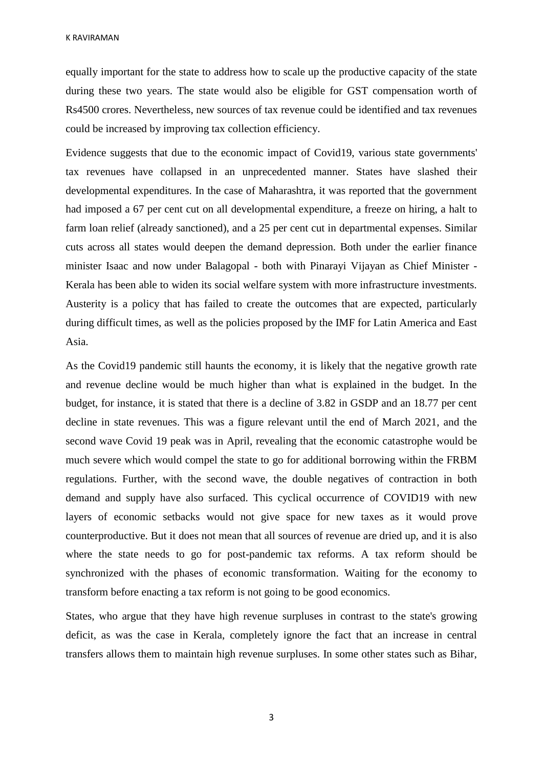equally important for the state to address how to scale up the productive capacity of the state during these two years. The state would also be eligible for GST compensation worth of Rs4500 crores. Nevertheless, new sources of tax revenue could be identified and tax revenues could be increased by improving tax collection efficiency.

Evidence suggests that due to the economic impact of Covid19, various state governments' tax revenues have collapsed in an unprecedented manner. States have slashed their developmental expenditures. In the case of Maharashtra, it was reported that the government had imposed a 67 per cent cut on all developmental expenditure, a freeze on hiring, a halt to farm loan relief (already sanctioned), and a 25 per cent cut in departmental expenses. Similar cuts across all states would deepen the demand depression. Both under the earlier finance minister Isaac and now under Balagopal - both with Pinarayi Vijayan as Chief Minister - Kerala has been able to widen its social welfare system with more infrastructure investments. Austerity is a policy that has failed to create the outcomes that are expected, particularly during difficult times, as well as the policies proposed by the IMF for Latin America and East Asia.

As the Covid19 pandemic still haunts the economy, it is likely that the negative growth rate and revenue decline would be much higher than what is explained in the budget. In the budget, for instance, it is stated that there is a decline of 3.82 in GSDP and an 18.77 per cent decline in state revenues. This was a figure relevant until the end of March 2021, and the second wave Covid 19 peak was in April, revealing that the economic catastrophe would be much severe which would compel the state to go for additional borrowing within the FRBM regulations. Further, with the second wave, the double negatives of contraction in both demand and supply have also surfaced. This cyclical occurrence of COVID19 with new layers of economic setbacks would not give space for new taxes as it would prove counterproductive. But it does not mean that all sources of revenue are dried up, and it is also where the state needs to go for post-pandemic tax reforms. A tax reform should be synchronized with the phases of economic transformation. Waiting for the economy to transform before enacting a tax reform is not going to be good economics.

States, who argue that they have high revenue surpluses in contrast to the state's growing deficit, as was the case in Kerala, completely ignore the fact that an increase in central transfers allows them to maintain high revenue surpluses. In some other states such as Bihar,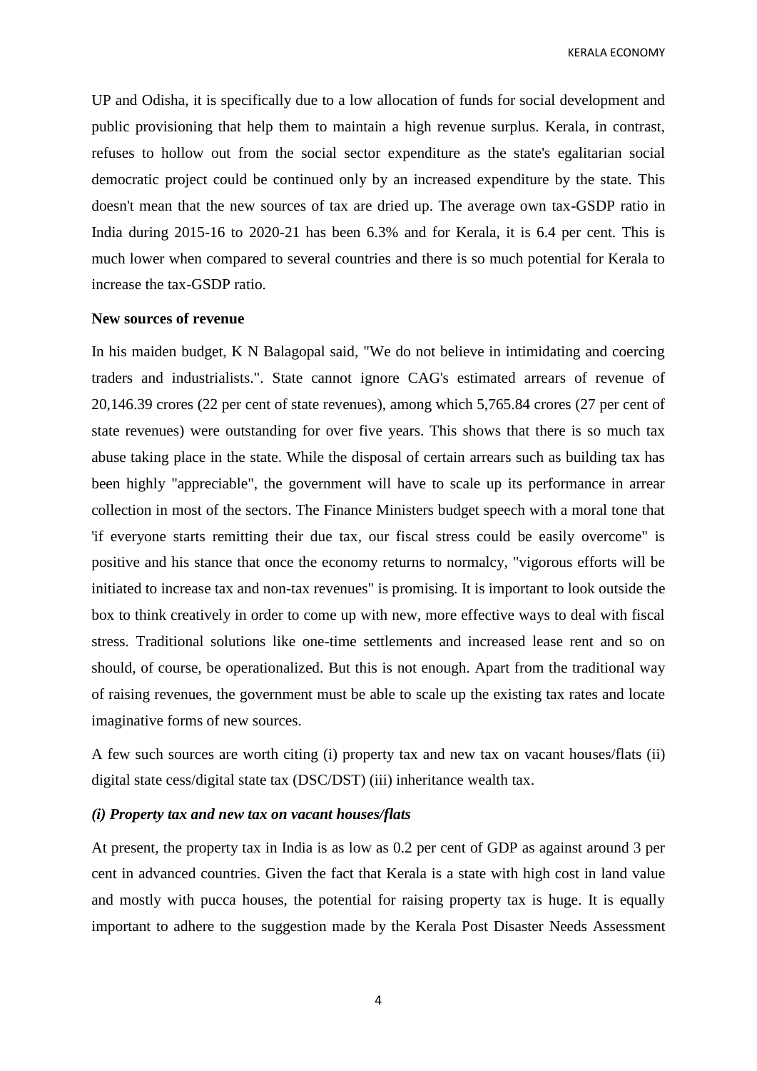UP and Odisha, it is specifically due to a low allocation of funds for social development and public provisioning that help them to maintain a high revenue surplus. Kerala, in contrast, refuses to hollow out from the social sector expenditure as the state's egalitarian social democratic project could be continued only by an increased expenditure by the state. This doesn't mean that the new sources of tax are dried up. The average own tax-GSDP ratio in India during 2015-16 to 2020-21 has been 6.3% and for Kerala, it is 6.4 per cent. This is much lower when compared to several countries and there is so much potential for Kerala to increase the tax-GSDP ratio.

**New sources of revenue**

In his maiden budget, K N Balagopal said, "We do not believe in intimidating and coercing traders and industrialists.". State cannot ignore CAG's estimated arrears of revenue of 20,146.39 crores (22 per cent of state revenues), among which 5,765.84 crores (27 per cent of state revenues) were outstanding for over five years. This shows that there is so much tax abuse taking place in the state. While the disposal of certain arrears such as building tax has been highly "appreciable", the government will have to scale up its performance in arrear collection in most of the sectors. The Finance Ministers budget speech with a moral tone that 'if everyone starts remitting their due tax, our fiscal stress could be easily overcome" is positive and his stance that once the economy returns to normalcy, "vigorous efforts will be initiated to increase tax and non-tax revenues" is promising. It is important to look outside the box to think creatively in order to come up with new, more effective ways to deal with fiscal stress. Traditional solutions like one-time settlements and increased lease rent and so on should, of course, be operationalized. But this is not enough. Apart from the traditional way of raising revenues, the government must be able to scale up the existing tax rates and locate imaginative forms of new sources.

A few such sources are worth citing (i) property tax and new tax on vacant houses/flats (ii) digital state cess/digital state tax (DSC/DST) (iii) inheritance wealth tax.

***(i) Property tax and new tax on vacant houses/flats***

At present, the property tax in India is as low as 0.2 per cent of GDP as against around 3 per cent in advanced countries. Given the fact that Kerala is a state with high cost in land value and mostly with pucca houses, the potential for raising property tax is huge. It is equally important to adhere to the suggestion made by the Kerala Post Disaster Needs Assessment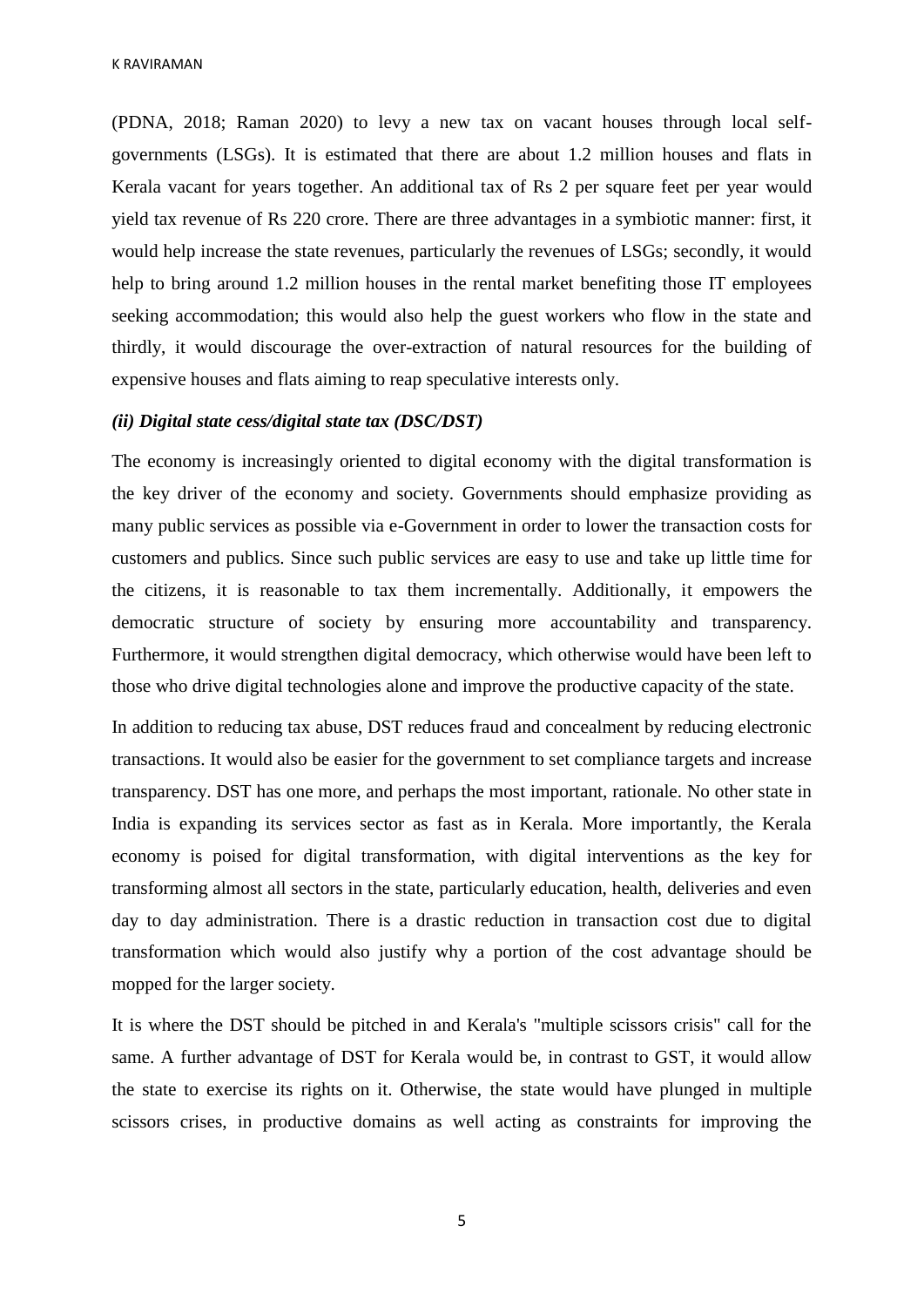(PDNA, 2018; Raman 2020) to levy a new tax on vacant houses through local self-governments (LSGs). It is estimated that there are about 1.2 million houses and flats in Kerala vacant for years together. An additional tax of Rs 2 per square feet per year would yield tax revenue of Rs 220 crore. There are three advantages in a symbiotic manner: first, it would help increase the state revenues, particularly the revenues of LSGs; secondly, it would help to bring around 1.2 million houses in the rental market benefiting those IT employees seeking accommodation; this would also help the guest workers who flow in the state and thirdly, it would discourage the over-extraction of natural resources for the building of expensive houses and flats aiming to reap speculative interests only.

***(ii) Digital state cess/digital state tax (DSC/DST)***

The economy is increasingly oriented to digital economy with the digital transformation is the key driver of the economy and society. Governments should emphasize providing as many public services as possible via e-Government in order to lower the transaction costs for customers and publics. Since such public services are easy to use and take up little time for the citizens, it is reasonable to tax them incrementally. Additionally, it empowers the democratic structure of society by ensuring more accountability and transparency. Furthermore, it would strengthen digital democracy, which otherwise would have been left to those who drive digital technologies alone and improve the productive capacity of the state.

In addition to reducing tax abuse, DST reduces fraud and concealment by reducing electronic transactions. It would also be easier for the government to set compliance targets and increase transparency. DST has one more, and perhaps the most important, rationale. No other state in India is expanding its services sector as fast as in Kerala. More importantly, the Kerala economy is poised for digital transformation, with digital interventions as the key for transforming almost all sectors in the state, particularly education, health, deliveries and even day to day administration. There is a drastic reduction in transaction cost due to digital transformation which would also justify why a portion of the cost advantage should be mopped for the larger society.

It is where the DST should be pitched in and Kerala's "multiple scissors crisis" call for the same. A further advantage of DST for Kerala would be, in contrast to GST, it would allow the state to exercise its rights on it. Otherwise, the state would have plunged in multiple scissors crises, in productive domains as well acting as constraints for improving the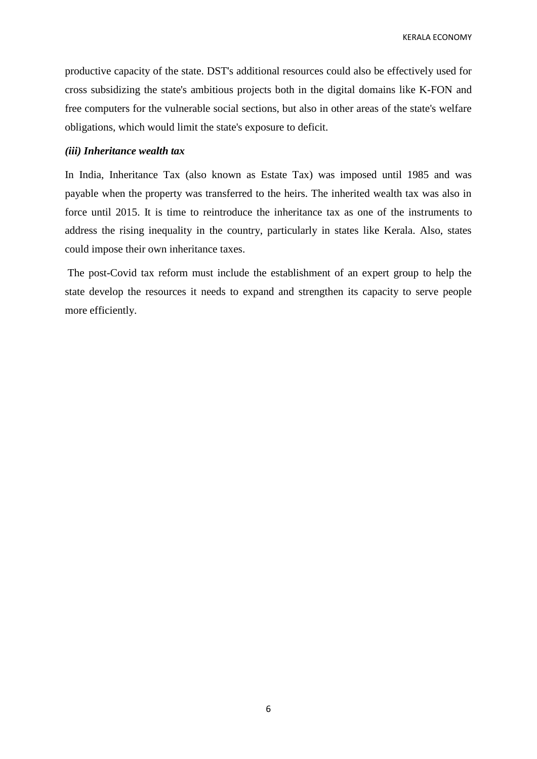productive capacity of the state. DST's additional resources could also be effectively used for cross subsidizing the state's ambitious projects both in the digital domains like K-FON and free computers for the vulnerable social sections, but also in other areas of the state's welfare obligations, which would limit the state's exposure to deficit.

### *(iii) Inheritance wealth tax*

In India, Inheritance Tax (also known as Estate Tax) was imposed until 1985 and was payable when the property was transferred to the heirs. The inherited wealth tax was also in force until 2015. It is time to reintroduce the inheritance tax as one of the instruments to address the rising inequality in the country, particularly in states like Kerala. Also, states could impose their own inheritance taxes.

The post-Covid tax reform must include the establishment of an expert group to help the state develop the resources it needs to expand and strengthen its capacity to serve people more efficiently.